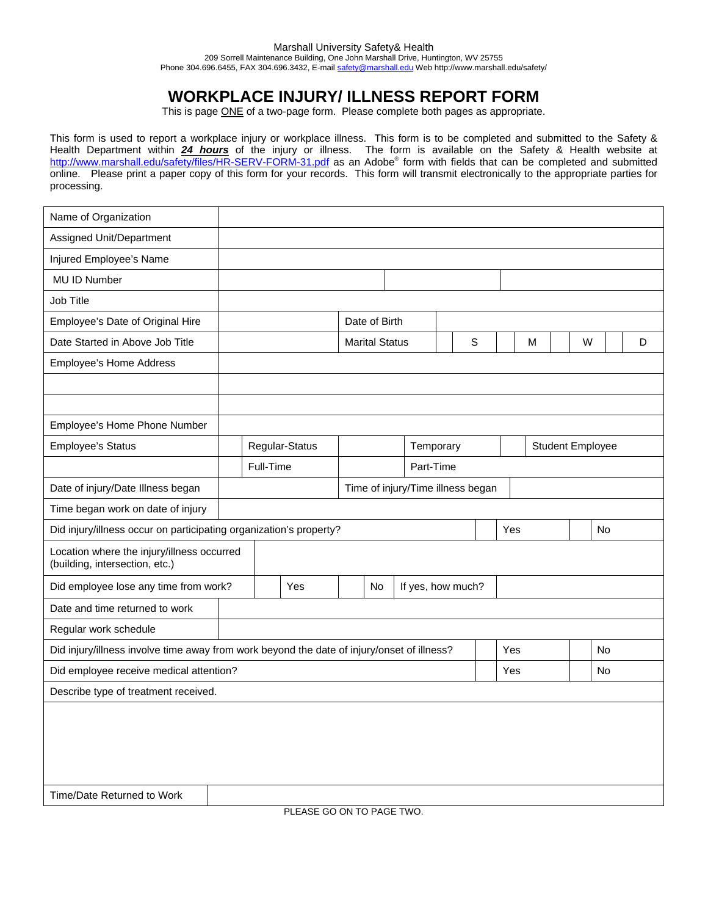Marshall University Safety& Health
209 Sorrell Maintenance Building, One John Marshall Drive, Huntington, WV 25755
Phone 304.696.6455, FAX 304.696.3432, E-mail safety@marshall.edu Web http://www.marshall.edu/safety/

# WORKPLACE INJURY/ ILLNESS REPORT FORM

This is page ONE of a two-page form. Please complete both pages as appropriate.

This form is used to report a workplace injury or workplace illness. This form is to be completed and submitted to the Safety & Health Department within ***24 hours*** of the injury or illness. The form is available on the Safety & Health website at http://www.marshall.edu/safety/files/HR-SERV-FORM-31.pdf as an Adobe® form with fields that can be completed and submitted online. Please print a paper copy of this form for your records. This form will transmit electronically to the appropriate parties for processing.

| | | | | | | | | | |
|---|---|---|---|---|---|---|---|---|---|
| Name of Organization | | | | | | | | | |
| Assigned Unit/Department | | | | | | | | | |
| Injured Employee's Name | | | | | | | | | |
| MU ID Number | | | | | | | | | |
| Job Title | | | | | | | | | |
| Employee's Date of Original Hire | | Date of Birth | | | | | | | |
| Date Started in Above Job Title | | Marital Status | | S | | M | | W | D |
| Employee's Home Address | | | | | | | | | |
| | | | | | | | | | |
| | | | | | | | | | |
| Employee's Home Phone Number | | | | | | | | | |
| Employee's Status | | Regular-Status | | Temporary | | Student Employee | | | |
| | | Full-Time | | Part-Time | | | | | |
| Date of injury/Date Illness began | | Time of injury/Time illness began | | | | | | | |
| Time began work on date of injury | | | | | | | | | |
| Did injury/illness occur on participating organization's property? | | | | | | Yes | | No | |
| Location where the injury/illness occurred (building, intersection, etc.) | | | | | | | | | |
| Did employee lose any time from work? | | Yes | | No | If yes, how much? | | | | |
| Date and time returned to work | | | | | | | | | |
| Regular work schedule | | | | | | | | | |
| Did injury/illness involve time away from work beyond the date of injury/onset of illness? | | | | | | Yes | | No | |
| Did employee receive medical attention? | | | | | | Yes | | No | |
| Describe type of treatment received. | | | | | | | | | |
| | | | | | | | | | |
| Time/Date Returned to Work | | | | | | | | | |

PLEASE GO ON TO PAGE TWO.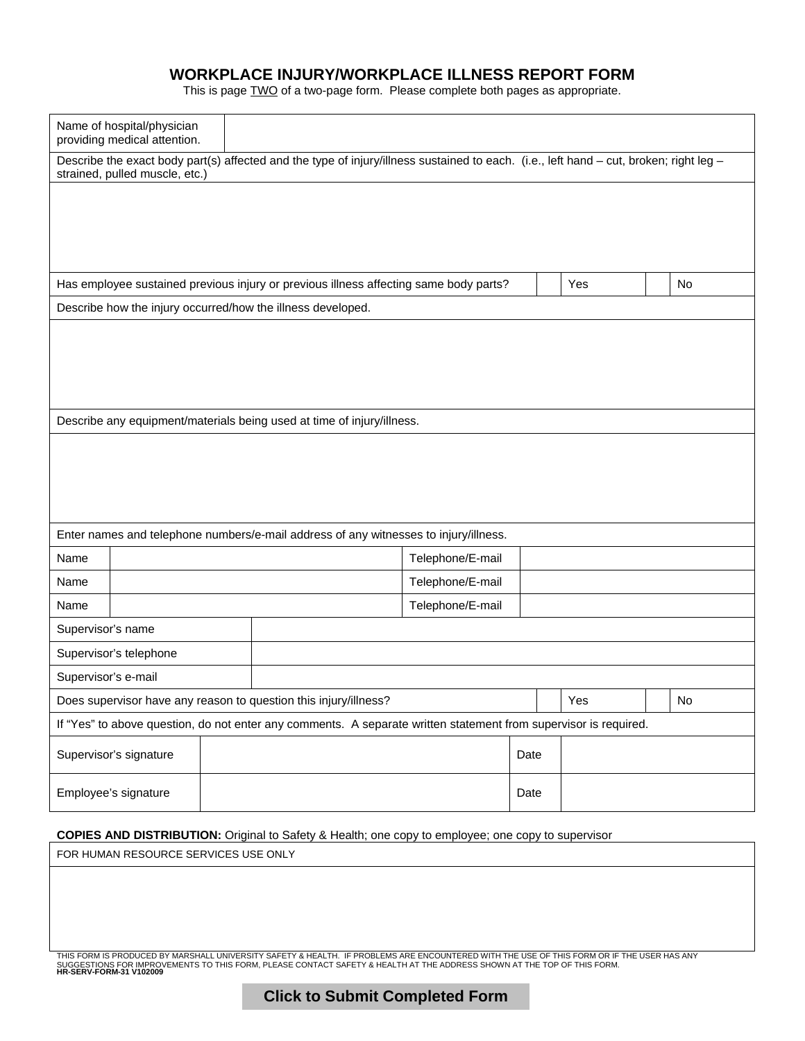# WORKPLACE INJURY/WORKPLACE ILLNESS REPORT FORM

This is page TWO of a two-page form. Please complete both pages as appropriate.

| | |
|---|---|
| Name of hospital/physician providing medical attention. | |

Describe the exact body part(s) affected and the type of injury/illness sustained to each. (i.e., left hand – cut, broken; right leg – strained, pulled muscle, etc.)

| | | | | |
|---|---|---|---|---|
| Has employee sustained previous injury or previous illness affecting same body parts? | | Yes | | No |

Describe how the injury occurred/how the illness developed.

Describe any equipment/materials being used at time of injury/illness.

Enter names and telephone numbers/e-mail address of any witnesses to injury/illness.

| | | | |
|---|---|---|---|
| Name | | Telephone/E-mail | |
| Name | | Telephone/E-mail | |
| Name | | Telephone/E-mail | |

| | |
|---|---|
| Supervisor's name | |
| Supervisor's telephone | |
| Supervisor's e-mail | |

| | | | | |
|---|---|---|---|---|
| Does supervisor have any reason to question this injury/illness? | | Yes | | No |

If "Yes" to above question, do not enter any comments. A separate written statement from supervisor is required.

| | | | |
|---|---|---|---|
| Supervisor's signature | | Date | |
| Employee's signature | | Date | |

**COPIES AND DISTRIBUTION:** Original to Safety & Health; one copy to employee; one copy to supervisor

FOR HUMAN RESOURCE SERVICES USE ONLY

THIS FORM IS PRODUCED BY MARSHALL UNIVERSITY SAFETY & HEALTH. IF PROBLEMS ARE ENCOUNTERED WITH THE USE OF THIS FORM OR IF THE USER HAS ANY SUGGESTIONS FOR IMPROVEMENTS TO THIS FORM, PLEASE CONTACT SAFETY & HEALTH AT THE ADDRESS SHOWN AT THE TOP OF THIS FORM.
**HR-SERV-FORM-31 V102009**

**Click to Submit Completed Form**